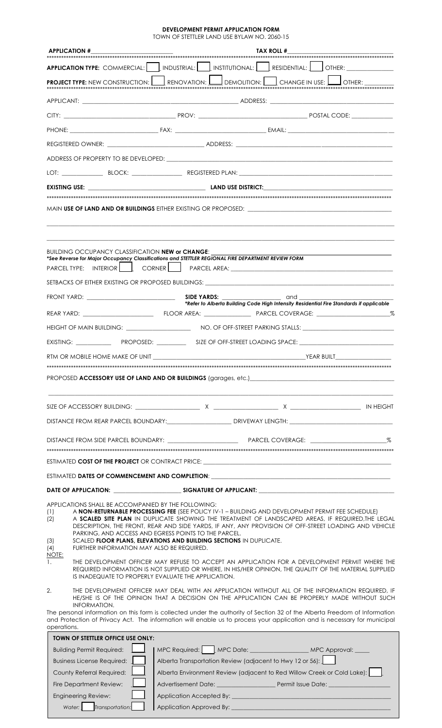# DEVELOPMENT PERMIT APPLICATION FORM

TOWN OF STETTLER LAND USE BYLAW NO. 2060-15

**APPLICATION #**\_\_\_\_\_\_\_\_\_\_\_\_\_\_\_\_\_\_\_\_ **TAX ROLL #**\_\_\_\_\_\_\_\_\_\_\_\_\_\_\_\_\_\_\_\_

**APPLICATION TYPE:** COMMERCIAL: ☐ INDUSTRIAL: ☐ INSTITUTIONAL: ☐ RESIDENTIAL: ☐ OTHER: \_\_\_\_\_\_\_\_\_\_

**PROJECT TYPE:** NEW CONSTRUCTION: ☐ RENOVATION: ☐ DEMOLITION: ☐ CHANGE IN USE: ☐ OTHER: \_\_\_\_\_\_\_\_

APPLICANT: \_\_\_\_\_\_\_\_\_\_\_\_\_\_\_\_\_\_\_\_ ADDRESS: \_\_\_\_\_\_\_\_\_\_\_\_\_\_\_\_\_\_\_\_

CITY: \_\_\_\_\_\_\_\_\_\_\_\_\_\_\_\_\_\_\_\_ PROV: \_\_\_\_\_\_\_\_\_\_\_\_\_\_\_\_\_\_\_\_ POSTAL CODE: \_\_\_\_\_\_\_\_\_\_

PHONE: \_\_\_\_\_\_\_\_\_\_\_\_\_\_\_\_\_\_\_\_ FAX: \_\_\_\_\_\_\_\_\_\_\_\_\_\_\_\_\_\_\_\_ EMAIL: \_\_\_\_\_\_\_\_\_\_\_\_\_\_\_\_\_\_\_\_

REGISTERED OWNER: \_\_\_\_\_\_\_\_\_\_\_\_\_\_\_\_\_\_\_\_ ADDRESS: \_\_\_\_\_\_\_\_\_\_\_\_\_\_\_\_\_\_\_\_

ADDRESS OF PROPERTY TO BE DEVELOPED: \_\_\_\_\_\_\_\_\_\_\_\_\_\_\_\_\_\_\_\_

LOT: \_\_\_\_\_\_\_\_\_\_ BLOCK: \_\_\_\_\_\_\_\_\_\_ REGISTERED PLAN: \_\_\_\_\_\_\_\_\_\_\_\_\_\_\_\_\_\_\_\_

**EXISTING USE:** \_\_\_\_\_\_\_\_\_\_\_\_\_\_\_\_\_\_\_\_ **LAND USE DISTRICT:**\_\_\_\_\_\_\_\_\_\_\_\_\_\_\_\_\_\_\_\_

MAIN **USE OF LAND AND OR BUILDINGS** EITHER EXISTING OR PROPOSED: \_\_\_\_\_\_\_\_\_\_\_\_\_\_\_\_\_\_\_\_

BUILDING OCCUPANCY CLASSIFICATION **NEW or CHANGE**: \_\_\_\_\_\_\_\_\_\_\_\_\_\_\_\_\_\_\_\_

***\*See Reverse for Major Occupancy Classifications and STETTLER REGIONAL FIRE DEPARTMENT REVIEW FORM***

PARCEL TYPE: INTERIOR ☐ CORNER ☐ PARCEL AREA: \_\_\_\_\_\_\_\_\_\_\_\_\_\_\_\_\_\_\_\_

SETBACKS OF EITHER EXISTING OR PROPOSED BUILDINGS: \_\_\_\_\_\_\_\_\_\_\_\_\_\_\_\_\_\_\_\_

FRONT YARD: \_\_\_\_\_\_\_\_\_\_\_\_\_\_\_\_\_\_\_\_ **SIDE YARDS:** \_\_\_\_\_\_\_\_\_\_ and \_\_\_\_\_\_\_\_\_\_

***\*Refer to Alberta Building Code High Intensity Residential Fire Standards if applicable***

REAR YARD: \_\_\_\_\_\_\_\_\_\_ FLOOR AREA: \_\_\_\_\_\_\_\_\_\_ PARCEL COVERAGE: \_\_\_\_\_\_\_\_\_\_%

HEIGHT OF MAIN BUILDING: \_\_\_\_\_\_\_\_\_\_ NO. OF OFF-STREET PARKING STALLS: \_\_\_\_\_\_\_\_\_\_

EXISTING: \_\_\_\_\_\_\_\_\_\_ PROPOSED: \_\_\_\_\_\_\_\_\_\_ SIZE OF OFF-STREET LOADING SPACE: \_\_\_\_\_\_\_\_\_\_

RTM OR MOBILE HOME MAKE OF UNIT \_\_\_\_\_\_\_\_\_\_\_\_\_\_\_\_\_\_\_\_ YEAR BUILT\_\_\_\_\_\_\_\_\_\_

PROPOSED **ACCESSORY USE OF LAND AND OR BUILDINGS** (garages, etc.)\_\_\_\_\_\_\_\_\_\_\_\_\_\_\_\_\_\_\_\_

SIZE OF ACCESSORY BUILDING: \_\_\_\_\_\_\_\_\_\_ X \_\_\_\_\_\_\_\_\_\_ X \_\_\_\_\_\_\_\_\_\_ IN HEIGHT

DISTANCE FROM REAR PARCEL BOUNDARY:\_\_\_\_\_\_\_\_\_\_ DRIVEWAY LENGTH: \_\_\_\_\_\_\_\_\_\_

DISTANCE FROM SIDE PARCEL BOUNDARY: \_\_\_\_\_\_\_\_\_\_ PARCEL COVERAGE: \_\_\_\_\_\_\_\_\_\_%

ESTIMATED **COST OF THE PROJECT** OR CONTRACT PRICE: \_\_\_\_\_\_\_\_\_\_\_\_\_\_\_\_\_\_\_\_

ESTIMATED **DATES OF COMMENCEMENT AND COMPLETION**: \_\_\_\_\_\_\_\_\_\_\_\_\_\_\_\_\_\_\_\_

**DATE OF APPLICATION:** \_\_\_\_\_\_\_\_\_\_ **SIGNATURE OF APPLICANT:** \_\_\_\_\_\_\_\_\_\_\_\_\_\_\_\_\_\_\_\_

APPLICATIONS SHALL BE ACCOMPANIED BY THE FOLLOWING:

(1) A **NON-RETURNABLE PROCESSING FEE** (SEE POLICY IV-1 – BUILDING AND DEVELOPMENT PERMIT FEE SCHEDULE)
(2) A **SCALED SITE PLAN** IN DUPLICATE SHOWING THE TREATMENT OF LANDSCAPED AREAS, IF REQUIRED,THE LEGAL DESCRIPTION, THE FRONT, REAR AND SIDE YARDS, IF ANY, ANY PROVISION OF OFF-STREET LOADING AND VEHICLE PARKING, AND ACCESS AND EGRESS POINTS TO THE PARCEL.
(3) SCALED **FLOOR PLANS, ELEVATIONS AND BUILDING SECTIONS** IN DUPLICATE.
(4) FURTHER INFORMATION MAY ALSO BE REQUIRED.

NOTE:

1. THE DEVELOPMENT OFFICER MAY REFUSE TO ACCEPT AN APPLICATION FOR A DEVELOPMENT PERMIT WHERE THE REQUIRED INFORMATION IS NOT SUPPLIED OR WHERE, IN HIS/HER OPINION, THE QUALITY OF THE MATERIAL SUPPLIED IS INADEQUATE TO PROPERLY EVALUATE THE APPLICATION.
2. THE DEVELOPMENT OFFICER MAY DEAL WITH AN APPLICATION WITHOUT ALL OF THE INFORMATION REQUIRED, IF HE/SHE IS OF THE OPINION THAT A DECISION ON THE APPLICATION CAN BE PROPERLY MADE WITHOUT SUCH INFORMATION.

The personal information on this form is collected under the authority of Section 32 of the Alberta Freedom of Information and Protection of Privacy Act. The information will enable us to process your application and is necessary for municipal operations.

| **TOWN OF STETTLER OFFICE USE ONLY:** | |
|---|---|
| Building Permit Required: ☐ | MPC Required: ☐ MPC Date: \_\_\_\_\_\_\_\_\_\_ MPC Approval: \_\_\_\_ |
| Business License Required: ☐ | Alberta Transportation Review (adjacent to Hwy 12 or 56): ☐ |
| County Referral Required: ☐ | Alberta Environment Review (adjacent to Red Willow Creek or Cold Lake): ☐ |
| Fire Department Review: ☐ | Advertisement Date: \_\_\_\_\_\_\_\_\_\_ Permit Issue Date: \_\_\_\_\_\_\_\_\_\_ |
| Engineering Review: ☐ | Application Accepted By: \_\_\_\_\_\_\_\_\_\_\_\_\_\_\_\_\_\_\_\_ |
| Water: ☐ Transportation: ☐ | Application Approved By: \_\_\_\_\_\_\_\_\_\_\_\_\_\_\_\_\_\_\_\_ |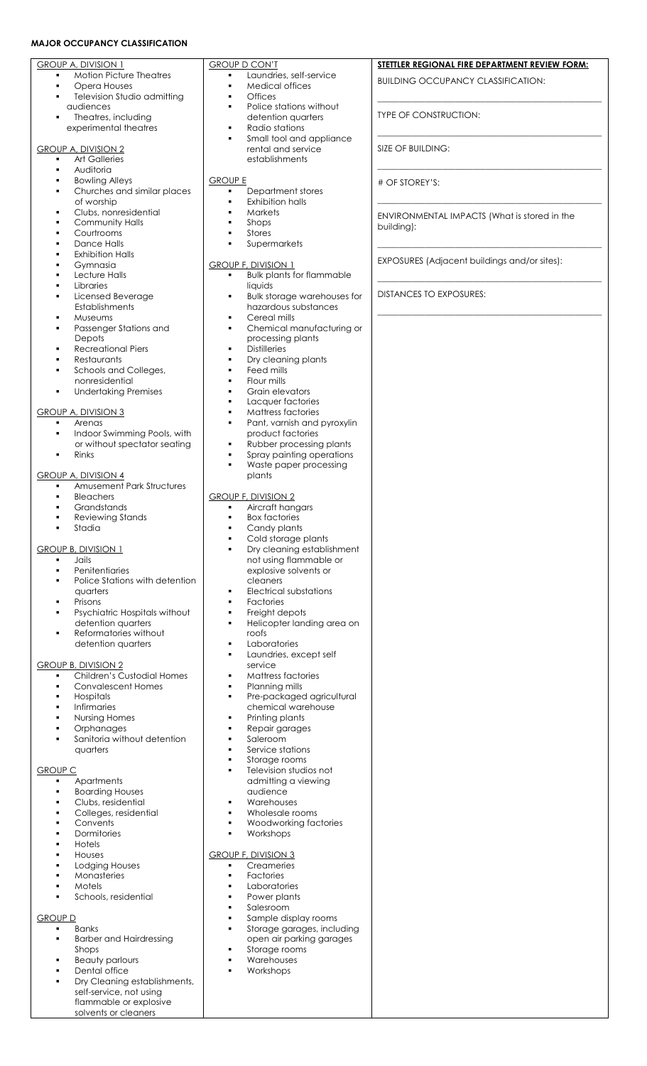**MAJOR OCCUPANCY CLASSIFICATION**

GROUP A, DIVISION 1

- Motion Picture Theatres
- Opera Houses
- Television Studio admitting audiences
- Theatres, including experimental theatres

GROUP A, DIVISION 2

- Art Galleries
- Auditoria
- Bowling Alleys
- Churches and similar places of worship
- Clubs, nonresidential
- Community Halls
- Courtrooms
- Dance Halls
- Exhibition Halls
- Gymnasia
- Lecture Halls
- Libraries
- Licensed Beverage Establishments
- Museums
- Passenger Stations and Depots
- Recreational Piers
- Restaurants
- Schools and Colleges, nonresidential
- Undertaking Premises

GROUP A, DIVISION 3

- Arenas
- Indoor Swimming Pools, with or without spectator seating
- Rinks

GROUP A, DIVISION 4

- Amusement Park Structures
- Bleachers
- Grandstands
- Reviewing Stands
- Stadia

GROUP B, DIVISION 1

- Jails
- Penitentiaries
- Police Stations with detention quarters
- Prisons
- Psychiatric Hospitals without detention quarters
- Reformatories without detention quarters

GROUP B, DIVISION 2

- Children's Custodial Homes
- Convalescent Homes
- Hospitals
- Infirmaries
- Nursing Homes
- Orphanages
- Sanitoria without detention quarters

GROUP C

- Apartments
- Boarding Houses
- Clubs, residential
- Colleges, residential
- Convents
- Dormitories
- Hotels
- Houses
- Lodging Houses
- Monasteries
- Motels
- Schools, residential

GROUP D

- Banks
- Barber and Hairdressing Shops
- Beauty parlours
- Dental office
- Dry Cleaning establishments, self-service, not using flammable or explosive solvents or cleaners

GROUP D CON'T

- Laundries, self-service
- Medical offices
- Offices
- Police stations without detention quarters
- Radio stations
- Small tool and appliance rental and service establishments

GROUP E

- Department stores
- Exhibition halls
- Markets
- Shops
- Stores
- Supermarkets

GROUP F, DIVISION 1

- Bulk plants for flammable liquids
- Bulk storage warehouses for hazardous substances
- Cereal mills
- Chemical manufacturing or processing plants
- Distilleries
- Dry cleaning plants
- Feed mills
- Flour mills
- Grain elevators
- Lacquer factories
- Mattress factories
- Pant, varnish and pyroxylin product factories
- Rubber processing plants
- Spray painting operations
- Waste paper processing plants

GROUP F, DIVISION 2

- Aircraft hangars
- Box factories
- Candy plants
- Cold storage plants
- Dry cleaning establishment not using flammable or explosive solvents or cleaners
- Electrical substations
- Factories
- Freight depots
- Helicopter landing area on roofs
- Laboratories
- Laundries, except self service
- Mattress factories
- Planning mills
- Pre-packaged agricultural chemical warehouse
- Printing plants
- Repair garages
- Saleroom
- Service stations
- Storage rooms
- Television studios not admitting a viewing audience
- Warehouses
- Wholesale rooms
- Woodworking factories
- Workshops

GROUP F, DIVISION 3

- Creameries
- Factories
- Laboratories
- Power plants
- Salesroom
- Sample display rooms
- Storage garages, including open air parking garages
- Storage rooms
- Warehouses
- Workshops

**STETTLER REGIONAL FIRE DEPARTMENT REVIEW FORM:**

BUILDING OCCUPANCY CLASSIFICATION:

______________________________________________

TYPE OF CONSTRUCTION:

______________________________________________

SIZE OF BUILDING:

______________________________________________

# OF STOREY'S:

______________________________________________

ENVIRONMENTAL IMPACTS (What is stored in the building):

______________________________________________

EXPOSURES (Adjacent buildings and/or sites):

______________________________________________

DISTANCES TO EXPOSURES:

______________________________________________